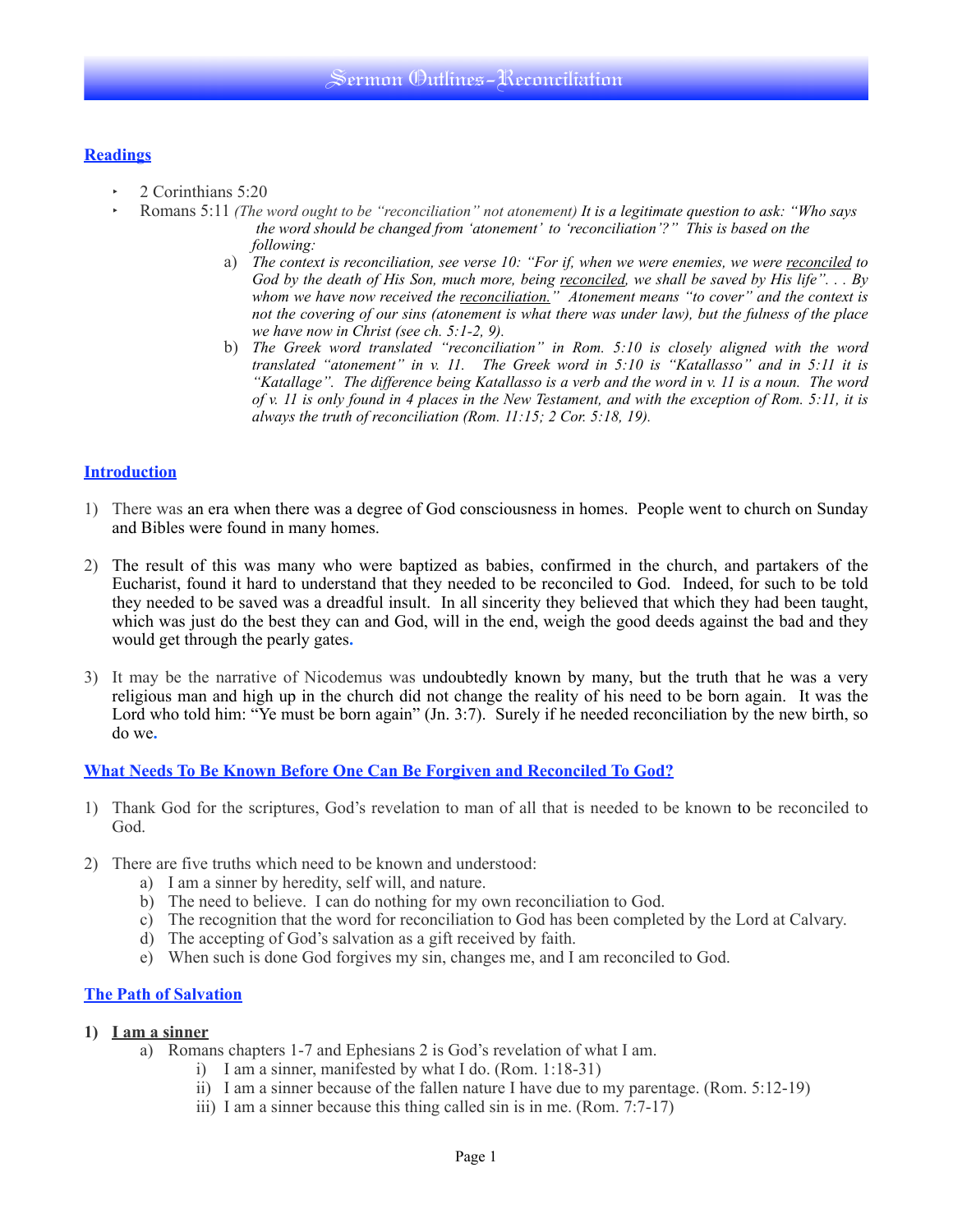# Sermon Outlines-Reconciliation

## Readings

- 2 Corinthians 5:20
- Romans 5:11 *(The word ought to be "reconciliation" not atonement) It is a legitimate question to ask: "Who says the word should be changed from 'atonement' to 'reconciliation'?" This is based on the following:*
  a) *The context is reconciliation, see verse 10: "For if, when we were enemies, we were reconciled to God by the death of His Son, much more, being reconciled, we shall be saved by His life". . . By whom we have now received the reconciliation." Atonement means "to cover" and the context is not the covering of our sins (atonement is what there was under law), but the fulness of the place we have now in Christ (see ch. 5:1-2, 9).*
  b) *The Greek word translated "reconciliation" in Rom. 5:10 is closely aligned with the word translated "atonement" in v. 11. The Greek word in 5:10 is "Katallasso" and in 5:11 it is "Katallage". The difference being Katallasso is a verb and the word in v. 11 is a noun. The word of v. 11 is only found in 4 places in the New Testament, and with the exception of Rom. 5:11, it is always the truth of reconciliation (Rom. 11:15; 2 Cor. 5:18, 19).*

## Introduction

1) There was an era when there was a degree of God consciousness in homes. People went to church on Sunday and Bibles were found in many homes.

2) The result of this was many who were baptized as babies, confirmed in the church, and partakers of the Eucharist, found it hard to understand that they needed to be reconciled to God. Indeed, for such to be told they needed to be saved was a dreadful insult. In all sincerity they believed that which they had been taught, which was just do the best they can and God, will in the end, weigh the good deeds against the bad and they would get through the pearly gates.

3) It may be the narrative of Nicodemus was undoubtedly known by many, but the truth that he was a very religious man and high up in the church did not change the reality of his need to be born again. It was the Lord who told him: "Ye must be born again" (Jn. 3:7). Surely if he needed reconciliation by the new birth, so do we.

## What Needs To Be Known Before One Can Be Forgiven and Reconciled To God?

1) Thank God for the scriptures, God's revelation to man of all that is needed to be known to be reconciled to God.

2) There are five truths which need to be known and understood:
   a) I am a sinner by heredity, self will, and nature.
   b) The need to believe. I can do nothing for my own reconciliation to God.
   c) The recognition that the word for reconciliation to God has been completed by the Lord at Calvary.
   d) The accepting of God's salvation as a gift received by faith.
   e) When such is done God forgives my sin, changes me, and I am reconciled to God.

## The Path of Salvation

**1) I am a sinner**
   a) Romans chapters 1-7 and Ephesians 2 is God's revelation of what I am.
      i) I am a sinner, manifested by what I do. (Rom. 1:18-31)
      ii) I am a sinner because of the fallen nature I have due to my parentage. (Rom. 5:12-19)
      iii) I am a sinner because this thing called sin is in me. (Rom. 7:7-17)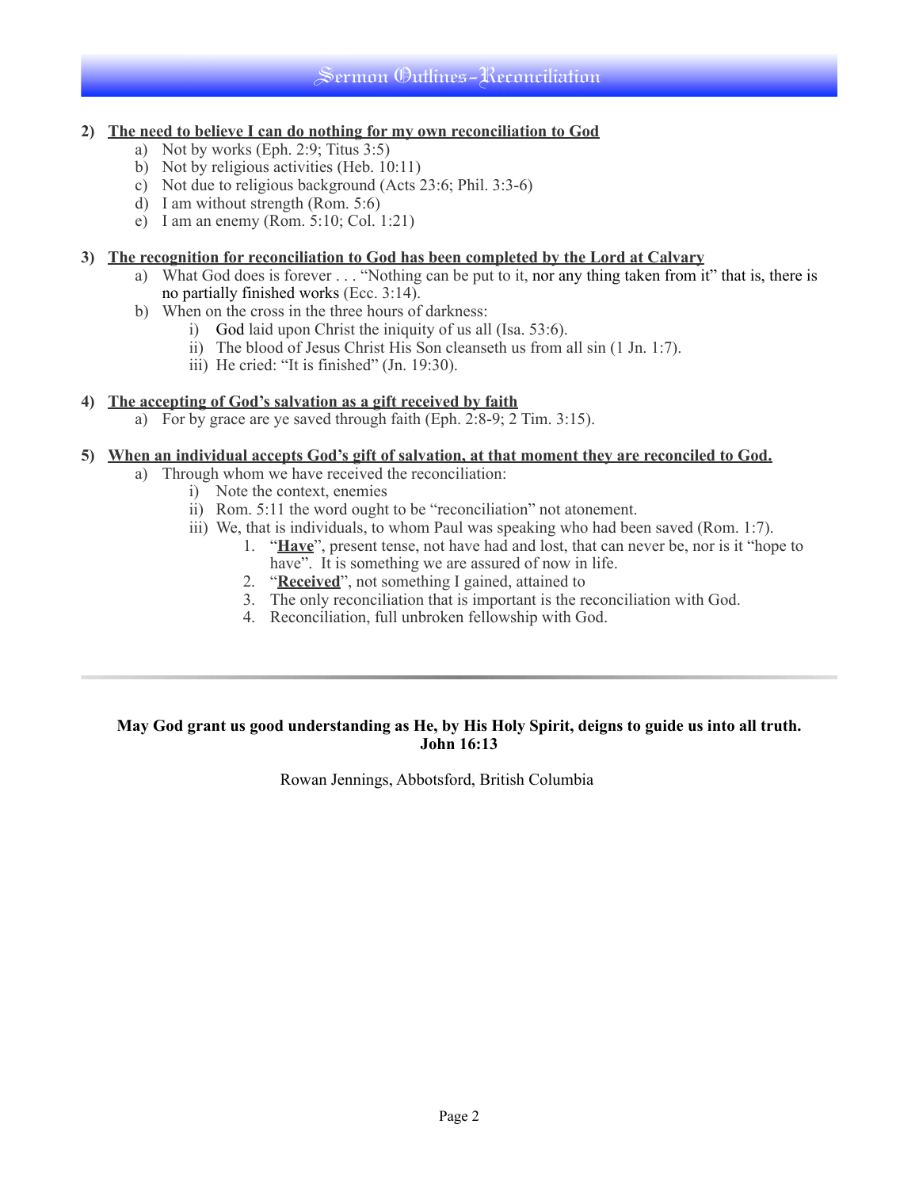2) **<u>The need to believe I can do nothing for my own reconciliation to God</u>**
   a) Not by works (Eph. 2:9; Titus 3:5)
   b) Not by religious activities (Heb. 10:11)
   c) Not due to religious background (Acts 23:6; Phil. 3:3-6)
   d) I am without strength (Rom. 5:6)
   e) I am an enemy (Rom. 5:10; Col. 1:21)

3) **<u>The recognition for reconciliation to God has been completed by the Lord at Calvary</u>**
   a) What God does is forever . . . "Nothing can be put to it, nor any thing taken from it" that is, there is no partially finished works (Ecc. 3:14).
   b) When on the cross in the three hours of darkness:
      i) God laid upon Christ the iniquity of us all (Isa. 53:6).
      ii) The blood of Jesus Christ His Son cleanseth us from all sin (1 Jn. 1:7).
      iii) He cried: "It is finished" (Jn. 19:30).

4) **<u>The accepting of God's salvation as a gift received by faith</u>**
   a) For by grace are ye saved through faith (Eph. 2:8-9; 2 Tim. 3:15).

5) **<u>When an individual accepts God's gift of salvation, at that moment they are reconciled to God.</u>**
   a) Through whom we have received the reconciliation:
      i) Note the context, enemies
      ii) Rom. 5:11 the word ought to be "reconciliation" not atonement.
      iii) We, that is individuals, to whom Paul was speaking who had been saved (Rom. 1:7).
         1. "**<u>Have</u>**", present tense, not have had and lost, that can never be, nor is it "hope to have". It is something we are assured of now in life.
         2. "**<u>Received</u>**", not something I gained, attained to
         3. The only reconciliation that is important is the reconciliation with God.
         4. Reconciliation, full unbroken fellowship with God.

---

**May God grant us good understanding as He, by His Holy Spirit, deigns to guide us into all truth. John 16:13**

Rowan Jennings, Abbotsford, British Columbia